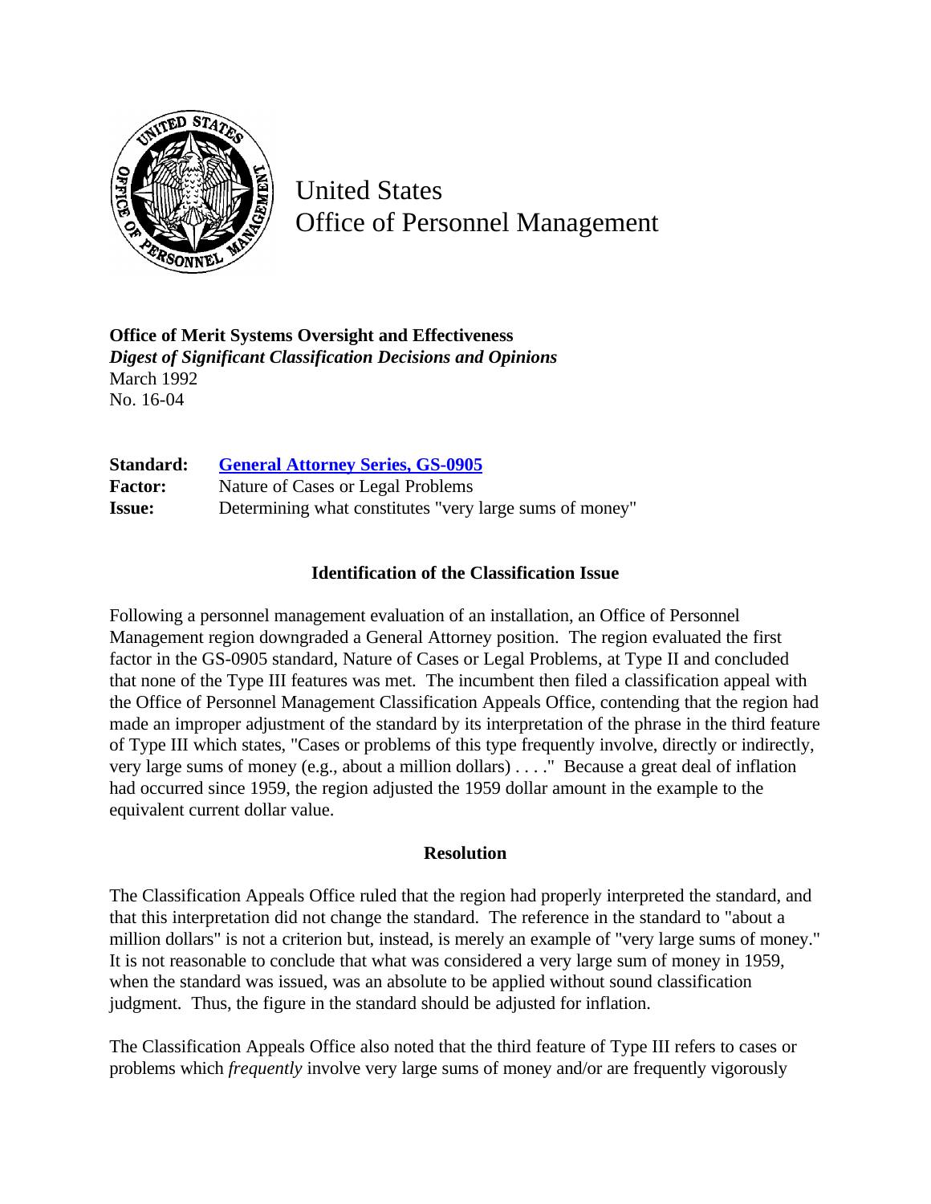United States
Office of Personnel Management

**Office of Merit Systems Oversight and Effectiveness**
***Digest of Significant Classification Decisions and Opinions***
March 1992
No. 16-04

**Standard:** **General Attorney Series, GS-0905**
**Factor:** Nature of Cases or Legal Problems
**Issue:** Determining what constitutes "very large sums of money"

### Identification of the Classification Issue

Following a personnel management evaluation of an installation, an Office of Personnel Management region downgraded a General Attorney position. The region evaluated the first factor in the GS-0905 standard, Nature of Cases or Legal Problems, at Type II and concluded that none of the Type III features was met. The incumbent then filed a classification appeal with the Office of Personnel Management Classification Appeals Office, contending that the region had made an improper adjustment of the standard by its interpretation of the phrase in the third feature of Type III which states, "Cases or problems of this type frequently involve, directly or indirectly, very large sums of money (e.g., about a million dollars) . . . ." Because a great deal of inflation had occurred since 1959, the region adjusted the 1959 dollar amount in the example to the equivalent current dollar value.

### Resolution

The Classification Appeals Office ruled that the region had properly interpreted the standard, and that this interpretation did not change the standard. The reference in the standard to "about a million dollars" is not a criterion but, instead, is merely an example of "very large sums of money." It is not reasonable to conclude that what was considered a very large sum of money in 1959, when the standard was issued, was an absolute to be applied without sound classification judgment. Thus, the figure in the standard should be adjusted for inflation.

The Classification Appeals Office also noted that the third feature of Type III refers to cases or problems which *frequently* involve very large sums of money and/or are frequently vigorously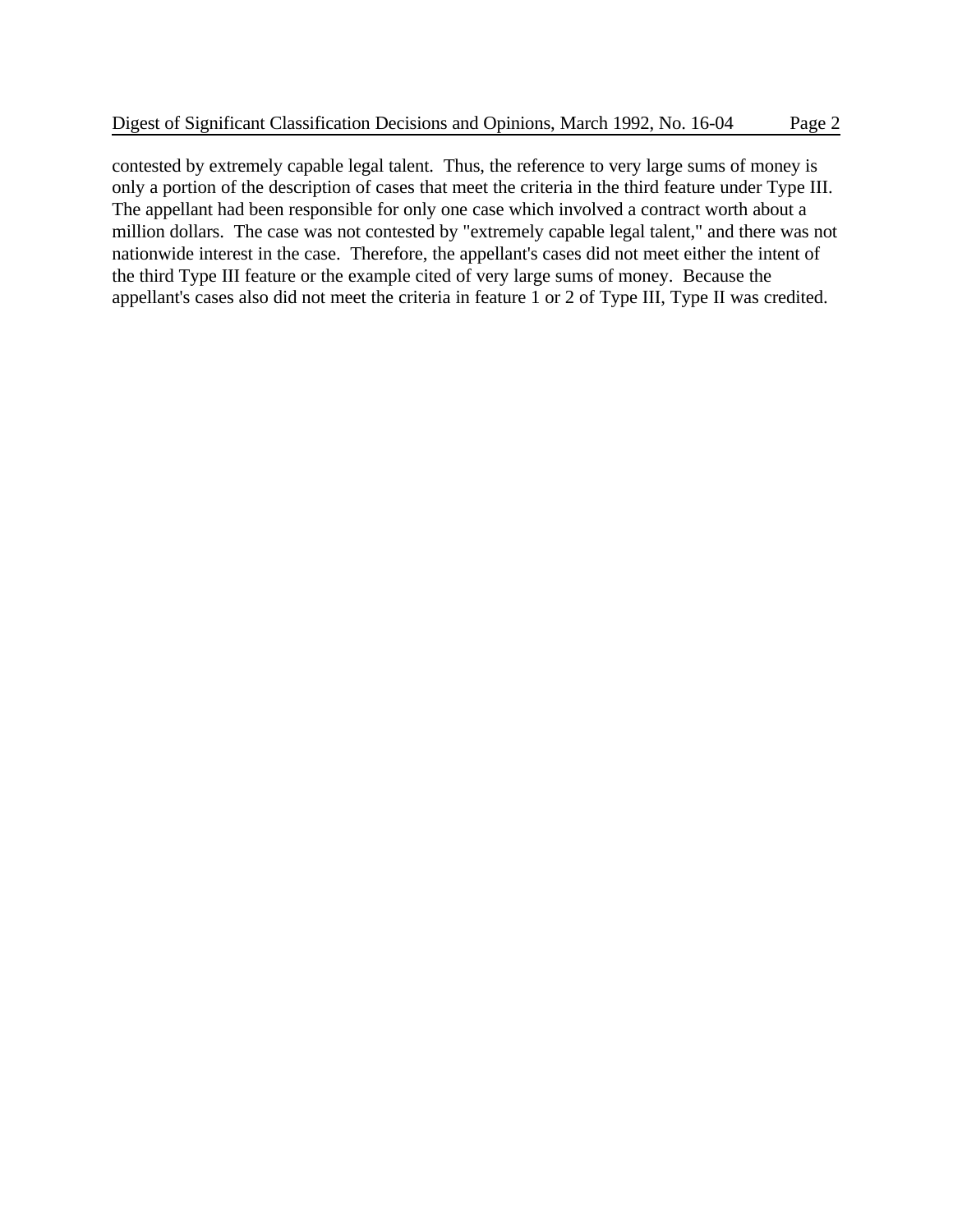contested by extremely capable legal talent. Thus, the reference to very large sums of money is only a portion of the description of cases that meet the criteria in the third feature under Type III. The appellant had been responsible for only one case which involved a contract worth about a million dollars. The case was not contested by "extremely capable legal talent," and there was not nationwide interest in the case. Therefore, the appellant's cases did not meet either the intent of the third Type III feature or the example cited of very large sums of money. Because the appellant's cases also did not meet the criteria in feature 1 or 2 of Type III, Type II was credited.